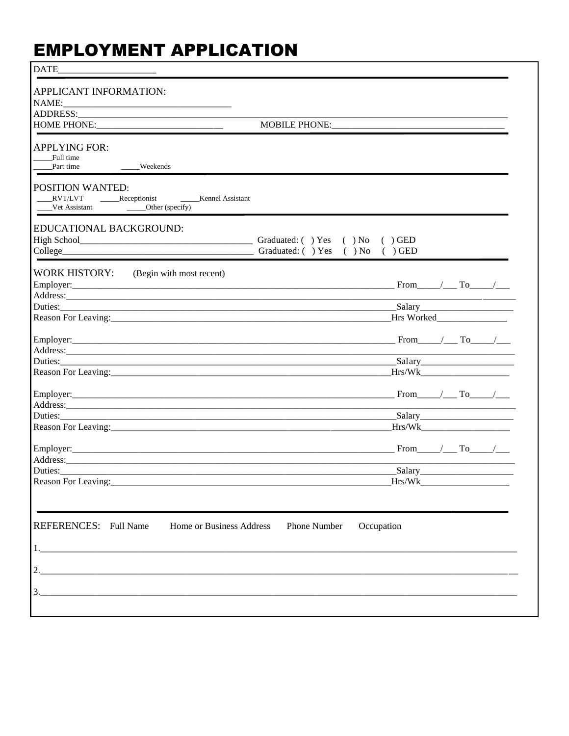# EMPLOYMENT APPLICATION

DATE____________________

APPLICANT INFORMATION:

NAME:__________________________________

ADDRESS:________________________________________________________________________________________

HOME PHONE:__________________________ MOBILE PHONE:____________________________________

APPLYING FOR:

_____Full time

_____Part time _____Weekends

POSITION WANTED:

___RVT/LVT _____Receptionist _____Kennel Assistant

____Vet Assistant _____Other (specify)

EDUCATIONAL BACKGROUND:

High School____________________________________ Graduated: ( ) Yes ( ) No ( ) GED

College_________________________________________ Graduated: ( ) Yes ( ) No ( ) GED

WORK HISTORY: (Begin with most recent)

Employer:_______________________________________________________________________ From_____/___ To_____/___

Address:_____________________________________________________________________________________________

Duties:__________________________________________________________________________Salary___________________

Reason For Leaving:_______________________________________________________________Hrs Worked_______________

Employer:_______________________________________________________________________ From_____/___ To_____/___

Address:_____________________________________________________________________________________________

Duties:__________________________________________________________________________Salary___________________

Reason For Leaving:_______________________________________________________________Hrs/Wk___________________

Employer:_______________________________________________________________________ From_____/___ To_____/___

Address:_____________________________________________________________________________________________

Duties:__________________________________________________________________________Salary___________________

Reason For Leaving:_______________________________________________________________Hrs/Wk___________________

Employer:_______________________________________________________________________ From_____/___ To_____/___

Address:_____________________________________________________________________________________________

Duties:__________________________________________________________________________Salary___________________

Reason For Leaving:_______________________________________________________________Hrs/Wk___________________

REFERENCES: Full Name Home or Business Address Phone Number Occupation

1.___________________________________________________________________________________________________

2.___________________________________________________________________________________________________

3.___________________________________________________________________________________________________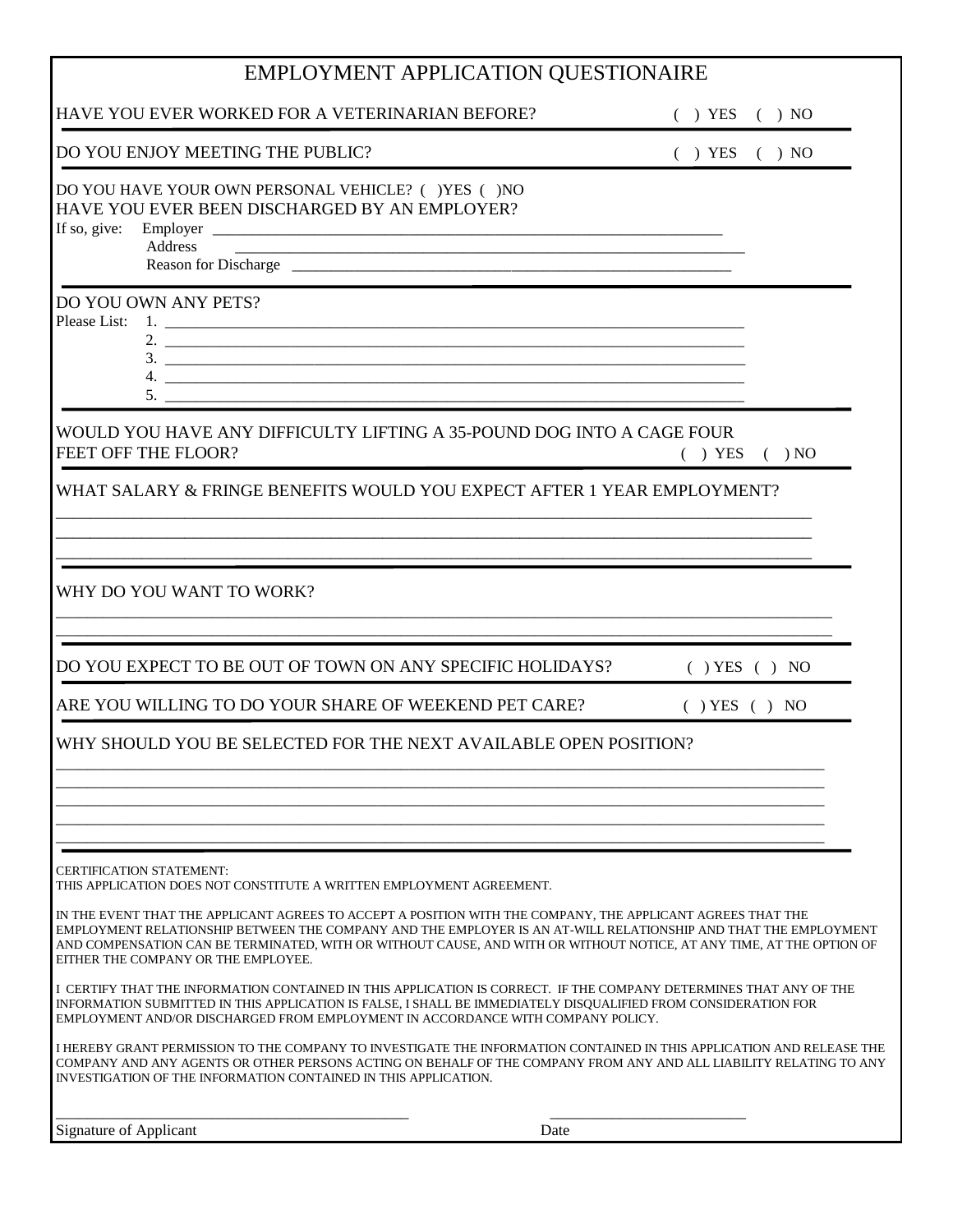# EMPLOYMENT APPLICATION QUESTIONAIRE

HAVE YOU EVER WORKED FOR A VETERINARIAN BEFORE? ( ) YES ( ) NO

DO YOU ENJOY MEETING THE PUBLIC? ( ) YES ( ) NO

DO YOU HAVE YOUR OWN PERSONAL VEHICLE? ( )YES ( )NO

HAVE YOU EVER BEEN DISCHARGED BY AN EMPLOYER?

If so, give: Employer ______________________________________________________________

Address ______________________________________________________________

Reason for Discharge ______________________________________________________

DO YOU OWN ANY PETS?

Please List:
1. ______________________________________________________________
2. ______________________________________________________________
3. ______________________________________________________________
4. ______________________________________________________________
5. ______________________________________________________________

WOULD YOU HAVE ANY DIFFICULTY LIFTING A 35-POUND DOG INTO A CAGE FOUR FEET OFF THE FLOOR? ( ) YES ( ) NO

WHAT SALARY & FRINGE BENEFITS WOULD YOU EXPECT AFTER 1 YEAR EMPLOYMENT?

______________________________________________________________________________

______________________________________________________________________________

______________________________________________________________________________

WHY DO YOU WANT TO WORK?

______________________________________________________________________________

______________________________________________________________________________

DO YOU EXPECT TO BE OUT OF TOWN ON ANY SPECIFIC HOLIDAYS? ( ) YES ( ) NO

ARE YOU WILLING TO DO YOUR SHARE OF WEEKEND PET CARE? ( ) YES ( ) NO

WHY SHOULD YOU BE SELECTED FOR THE NEXT AVAILABLE OPEN POSITION?

______________________________________________________________________________

______________________________________________________________________________

______________________________________________________________________________

______________________________________________________________________________

______________________________________________________________________________

CERTIFICATION STATEMENT:

THIS APPLICATION DOES NOT CONSTITUTE A WRITTEN EMPLOYMENT AGREEMENT.

IN THE EVENT THAT THE APPLICANT AGREES TO ACCEPT A POSITION WITH THE COMPANY, THE APPLICANT AGREES THAT THE EMPLOYMENT RELATIONSHIP BETWEEN THE COMPANY AND THE EMPLOYER IS AN AT-WILL RELATIONSHIP AND THAT THE EMPLOYMENT AND COMPENSATION CAN BE TERMINATED, WITH OR WITHOUT CAUSE, AND WITH OR WITHOUT NOTICE, AT ANY TIME, AT THE OPTION OF EITHER THE COMPANY OR THE EMPLOYEE.

I CERTIFY THAT THE INFORMATION CONTAINED IN THIS APPLICATION IS CORRECT. IF THE COMPANY DETERMINES THAT ANY OF THE INFORMATION SUBMITTED IN THIS APPLICATION IS FALSE, I SHALL BE IMMEDIATELY DISQUALIFIED FROM CONSIDERATION FOR EMPLOYMENT AND/OR DISCHARGED FROM EMPLOYMENT IN ACCORDANCE WITH COMPANY POLICY.

I HEREBY GRANT PERMISSION TO THE COMPANY TO INVESTIGATE THE INFORMATION CONTAINED IN THIS APPLICATION AND RELEASE THE COMPANY AND ANY AGENTS OR OTHER PERSONS ACTING ON BEHALF OF THE COMPANY FROM ANY AND ALL LIABILITY RELATING TO ANY INVESTIGATION OF THE INFORMATION CONTAINED IN THIS APPLICATION.

______________________________________ ______________________

Signature of Applicant Date